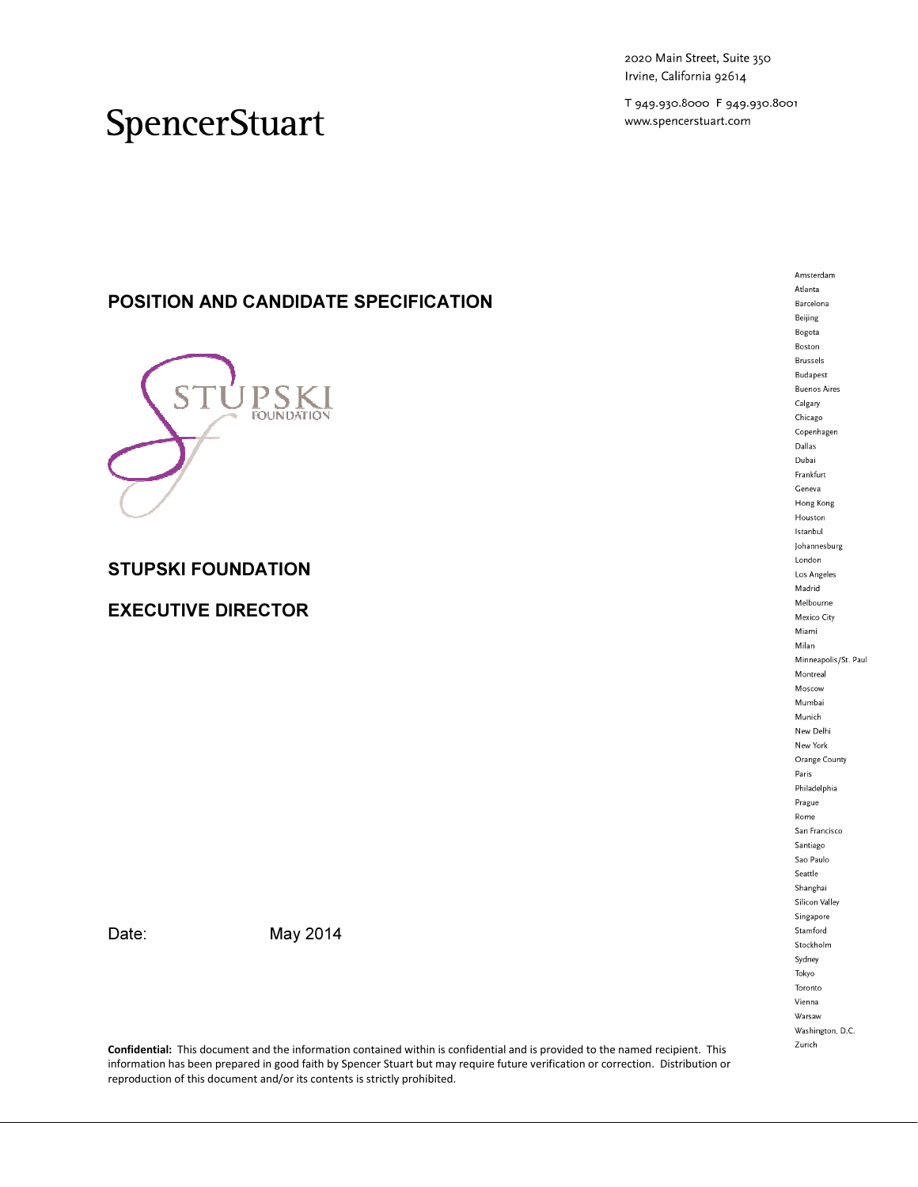SpencerStuart

2020 Main Street, Suite 350
Irvine, California 92614

T 949.930.8000 F 949.930.8001
www.spencerstuart.com

# POSITION AND CANDIDATE SPECIFICATION

STUPSKI FOUNDATION

## STUPSKI FOUNDATION

## EXECUTIVE DIRECTOR

Date: May 2014

Amsterdam
Atlanta
Barcelona
Beijing
Bogota
Boston
Brussels
Budapest
Buenos Aires
Calgary
Chicago
Copenhagen
Dallas
Dubai
Frankfurt
Geneva
Hong Kong
Houston
Istanbul
Johannesburg
London
Los Angeles
Madrid
Melbourne
Mexico City
Miami
Milan
Minneapolis/St. Paul
Montreal
Moscow
Mumbai
Munich
New Delhi
New York
Orange County
Paris
Philadelphia
Prague
Rome
San Francisco
Santiago
Sao Paulo
Seattle
Shanghai
Silicon Valley
Singapore
Stamford
Stockholm
Sydney
Tokyo
Toronto
Vienna
Warsaw
Washington, D.C.
Zurich

**Confidential:** This document and the information contained within is confidential and is provided to the named recipient. This information has been prepared in good faith by Spencer Stuart but may require future verification or correction. Distribution or reproduction of this document and/or its contents is strictly prohibited.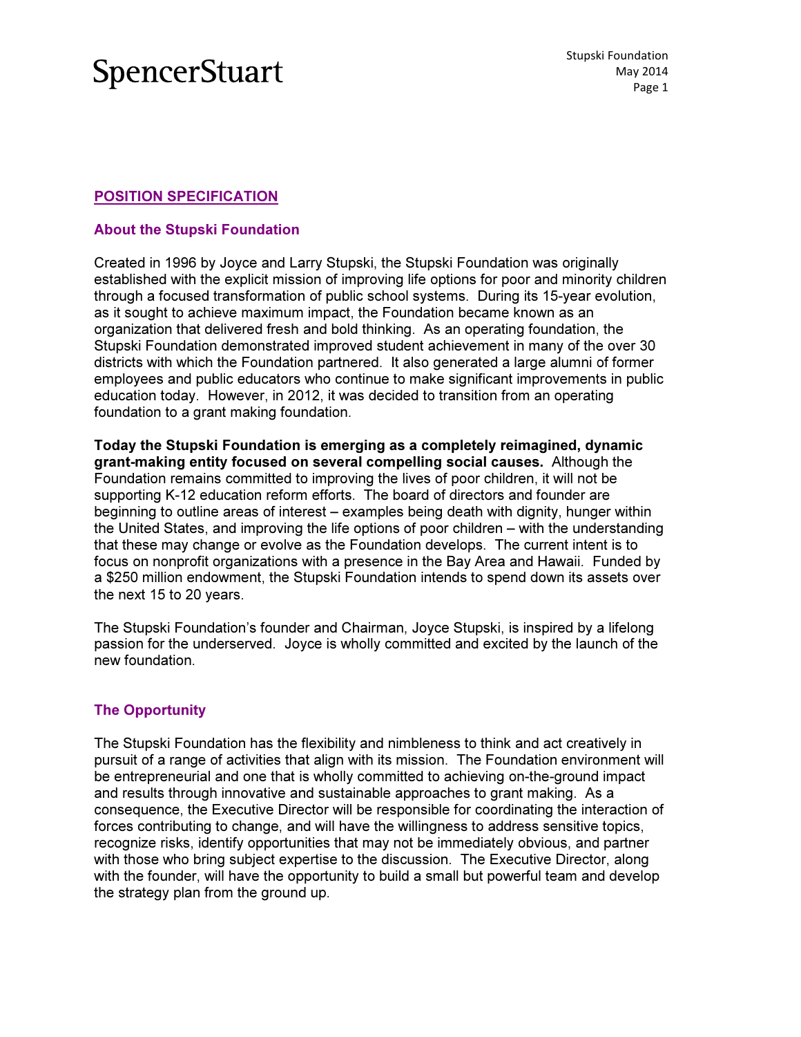## POSITION SPECIFICATION

### About the Stupski Foundation

Created in 1996 by Joyce and Larry Stupski, the Stupski Foundation was originally established with the explicit mission of improving life options for poor and minority children through a focused transformation of public school systems. During its 15-year evolution, as it sought to achieve maximum impact, the Foundation became known as an organization that delivered fresh and bold thinking. As an operating foundation, the Stupski Foundation demonstrated improved student achievement in many of the over 30 districts with which the Foundation partnered. It also generated a large alumni of former employees and public educators who continue to make significant improvements in public education today. However, in 2012, it was decided to transition from an operating foundation to a grant making foundation.

**Today the Stupski Foundation is emerging as a completely reimagined, dynamic grant-making entity focused on several compelling social causes.** Although the Foundation remains committed to improving the lives of poor children, it will not be supporting K-12 education reform efforts. The board of directors and founder are beginning to outline areas of interest – examples being death with dignity, hunger within the United States, and improving the life options of poor children – with the understanding that these may change or evolve as the Foundation develops. The current intent is to focus on nonprofit organizations with a presence in the Bay Area and Hawaii. Funded by a $250 million endowment, the Stupski Foundation intends to spend down its assets over the next 15 to 20 years.

The Stupski Foundation's founder and Chairman, Joyce Stupski, is inspired by a lifelong passion for the underserved. Joyce is wholly committed and excited by the launch of the new foundation.

### The Opportunity

The Stupski Foundation has the flexibility and nimbleness to think and act creatively in pursuit of a range of activities that align with its mission. The Foundation environment will be entrepreneurial and one that is wholly committed to achieving on-the-ground impact and results through innovative and sustainable approaches to grant making. As a consequence, the Executive Director will be responsible for coordinating the interaction of forces contributing to change, and will have the willingness to address sensitive topics, recognize risks, identify opportunities that may not be immediately obvious, and partner with those who bring subject expertise to the discussion. The Executive Director, along with the founder, will have the opportunity to build a small but powerful team and develop the strategy plan from the ground up.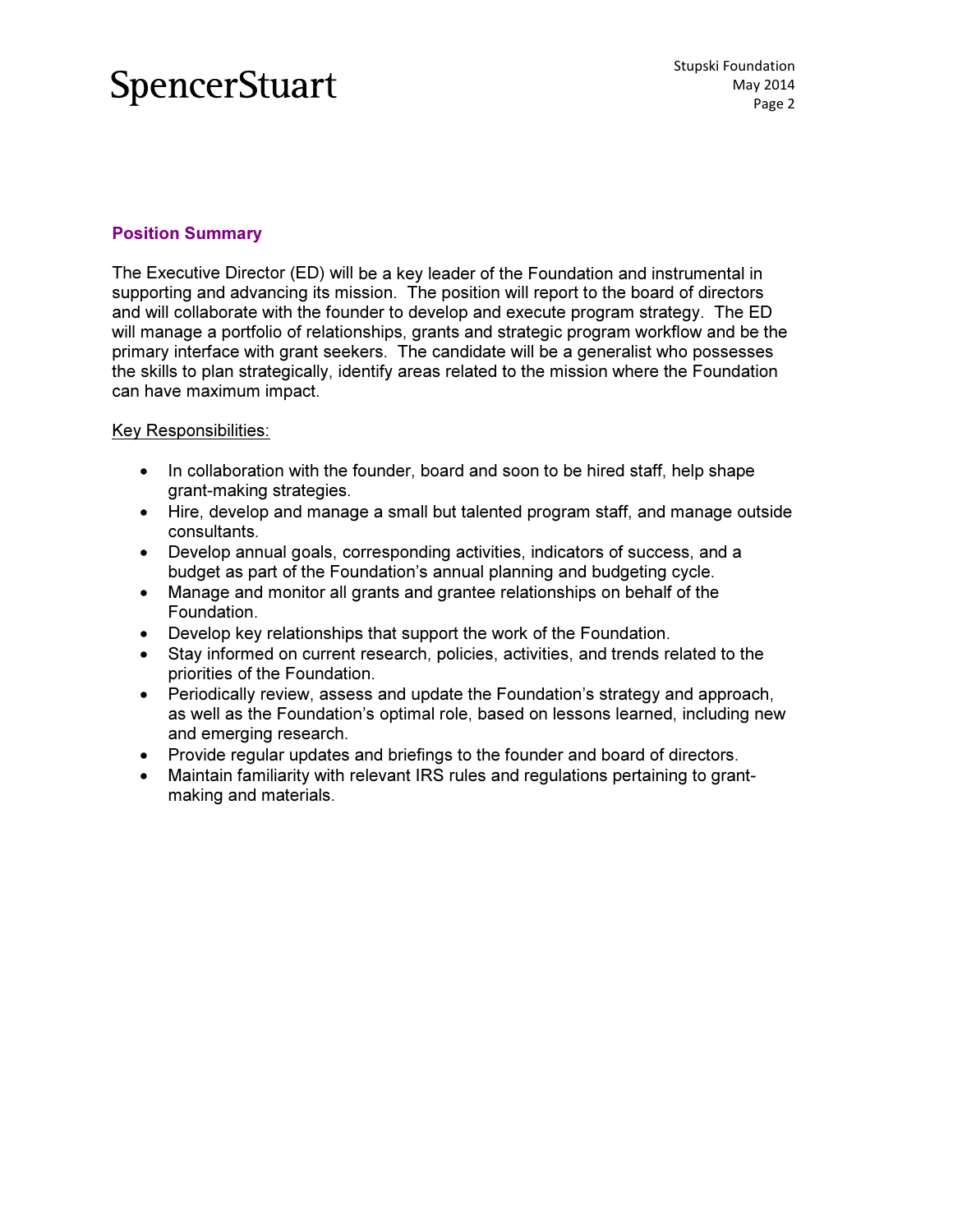## Position Summary

The Executive Director (ED) will be a key leader of the Foundation and instrumental in supporting and advancing its mission. The position will report to the board of directors and will collaborate with the founder to develop and execute program strategy. The ED will manage a portfolio of relationships, grants and strategic program workflow and be the primary interface with grant seekers. The candidate will be a generalist who possesses the skills to plan strategically, identify areas related to the mission where the Foundation can have maximum impact.

Key Responsibilities:

- In collaboration with the founder, board and soon to be hired staff, help shape grant-making strategies.
- Hire, develop and manage a small but talented program staff, and manage outside consultants.
- Develop annual goals, corresponding activities, indicators of success, and a budget as part of the Foundation's annual planning and budgeting cycle.
- Manage and monitor all grants and grantee relationships on behalf of the Foundation.
- Develop key relationships that support the work of the Foundation.
- Stay informed on current research, policies, activities, and trends related to the priorities of the Foundation.
- Periodically review, assess and update the Foundation's strategy and approach, as well as the Foundation's optimal role, based on lessons learned, including new and emerging research.
- Provide regular updates and briefings to the founder and board of directors.
- Maintain familiarity with relevant IRS rules and regulations pertaining to grant-making and materials.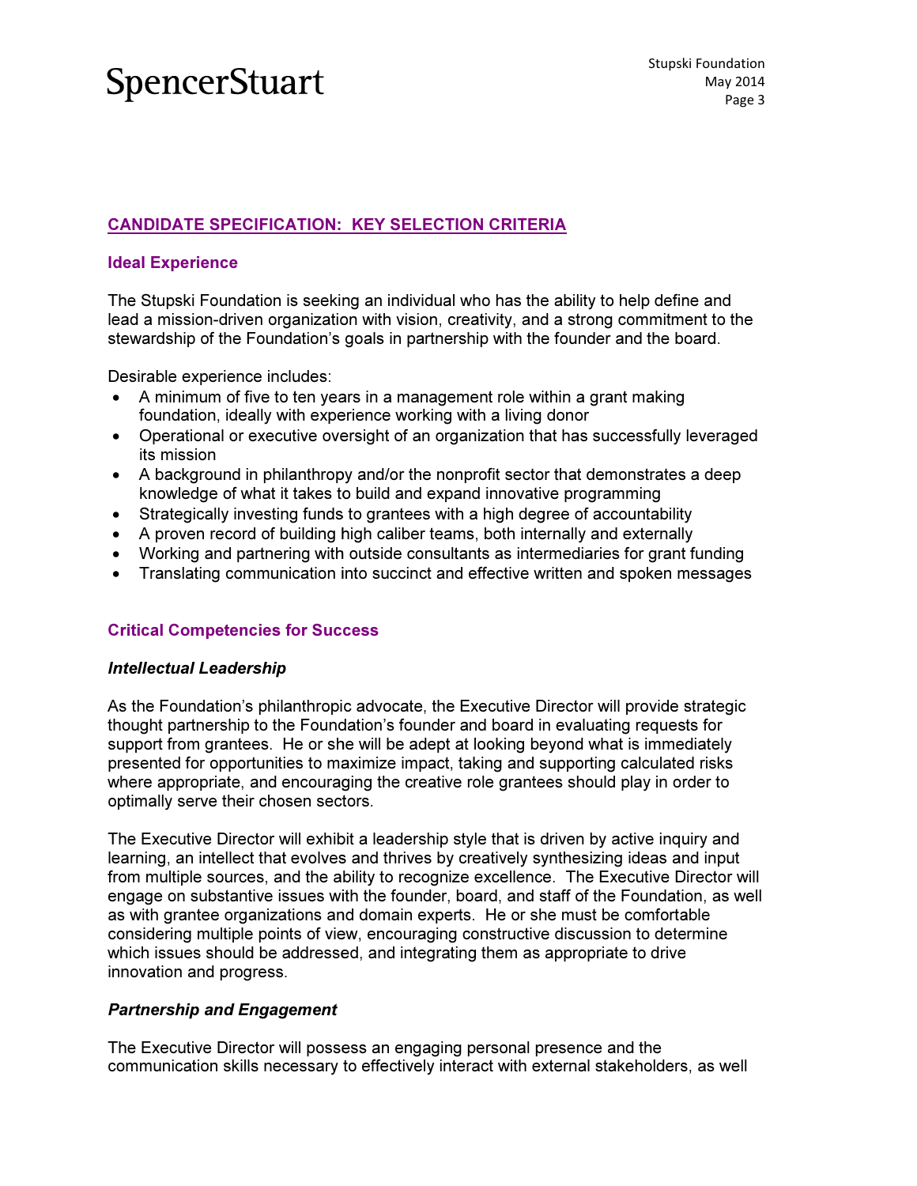## CANDIDATE SPECIFICATION: KEY SELECTION CRITERIA

### Ideal Experience

The Stupski Foundation is seeking an individual who has the ability to help define and lead a mission-driven organization with vision, creativity, and a strong commitment to the stewardship of the Foundation's goals in partnership with the founder and the board.

Desirable experience includes:

- A minimum of five to ten years in a management role within a grant making foundation, ideally with experience working with a living donor
- Operational or executive oversight of an organization that has successfully leveraged its mission
- A background in philanthropy and/or the nonprofit sector that demonstrates a deep knowledge of what it takes to build and expand innovative programming
- Strategically investing funds to grantees with a high degree of accountability
- A proven record of building high caliber teams, both internally and externally
- Working and partnering with outside consultants as intermediaries for grant funding
- Translating communication into succinct and effective written and spoken messages

### Critical Competencies for Success

#### *Intellectual Leadership*

As the Foundation's philanthropic advocate, the Executive Director will provide strategic thought partnership to the Foundation's founder and board in evaluating requests for support from grantees. He or she will be adept at looking beyond what is immediately presented for opportunities to maximize impact, taking and supporting calculated risks where appropriate, and encouraging the creative role grantees should play in order to optimally serve their chosen sectors.

The Executive Director will exhibit a leadership style that is driven by active inquiry and learning, an intellect that evolves and thrives by creatively synthesizing ideas and input from multiple sources, and the ability to recognize excellence. The Executive Director will engage on substantive issues with the founder, board, and staff of the Foundation, as well as with grantee organizations and domain experts. He or she must be comfortable considering multiple points of view, encouraging constructive discussion to determine which issues should be addressed, and integrating them as appropriate to drive innovation and progress.

#### *Partnership and Engagement*

The Executive Director will possess an engaging personal presence and the communication skills necessary to effectively interact with external stakeholders, as well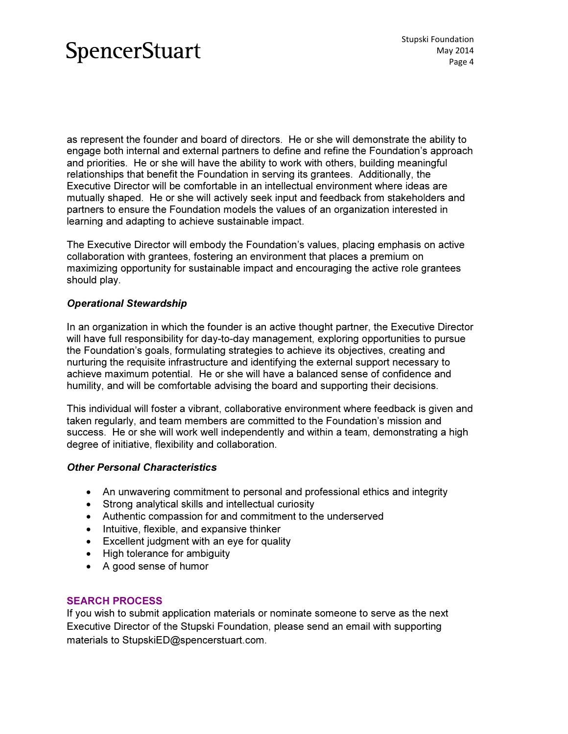as represent the founder and board of directors. He or she will demonstrate the ability to engage both internal and external partners to define and refine the Foundation's approach and priorities. He or she will have the ability to work with others, building meaningful relationships that benefit the Foundation in serving its grantees. Additionally, the Executive Director will be comfortable in an intellectual environment where ideas are mutually shaped. He or she will actively seek input and feedback from stakeholders and partners to ensure the Foundation models the values of an organization interested in learning and adapting to achieve sustainable impact.

The Executive Director will embody the Foundation's values, placing emphasis on active collaboration with grantees, fostering an environment that places a premium on maximizing opportunity for sustainable impact and encouraging the active role grantees should play.

***Operational Stewardship***

In an organization in which the founder is an active thought partner, the Executive Director will have full responsibility for day-to-day management, exploring opportunities to pursue the Foundation's goals, formulating strategies to achieve its objectives, creating and nurturing the requisite infrastructure and identifying the external support necessary to achieve maximum potential. He or she will have a balanced sense of confidence and humility, and will be comfortable advising the board and supporting their decisions.

This individual will foster a vibrant, collaborative environment where feedback is given and taken regularly, and team members are committed to the Foundation's mission and success. He or she will work well independently and within a team, demonstrating a high degree of initiative, flexibility and collaboration.

***Other Personal Characteristics***

- An unwavering commitment to personal and professional ethics and integrity
- Strong analytical skills and intellectual curiosity
- Authentic compassion for and commitment to the underserved
- Intuitive, flexible, and expansive thinker
- Excellent judgment with an eye for quality
- High tolerance for ambiguity
- A good sense of humor

## SEARCH PROCESS

If you wish to submit application materials or nominate someone to serve as the next Executive Director of the Stupski Foundation, please send an email with supporting materials to StupskiED@spencerstuart.com.